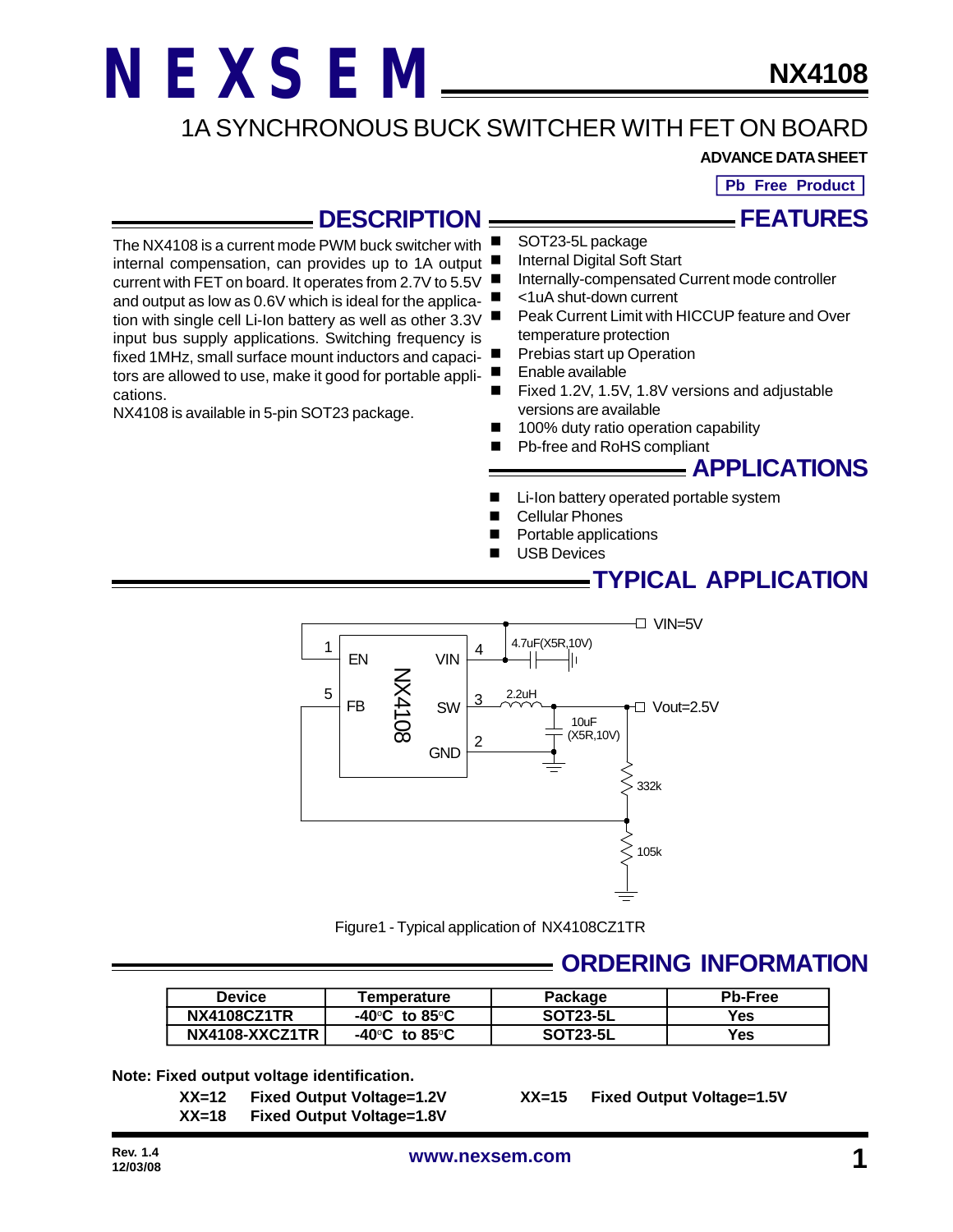# NEXSEM

## NX4108

## 1A SYNCHRONOUS BUCK SWITCHER WITH FET ON BOARD

**ADVANCE DATA SHEET**

**Pb Free Product**

## DESCRIPTION

The NX4108 is a current mode PWM buck switcher with internal compensation, can provides up to 1A output current with FET on board. It operates from 2.7V to 5.5V and output as low as 0.6V which is ideal for the application with single cell Li-Ion battery as well as other 3.3V input bus supply applications. Switching frequency is fixed 1MHz, small surface mount inductors and capacitors are allowed to use, make it good for portable applications.

NX4108 is available in 5-pin SOT23 package.

## FEATURES

- SOT23-5L package
- Internal Digital Soft Start
- Internally-compensated Current mode controller
- <1uA shut-down current
- Peak Current Limit with HICCUP feature and Over temperature protection
- Prebias start up Operation
- Enable available
- Fixed 1.2V, 1.5V, 1.8V versions and adjustable versions are available
- 100% duty ratio operation capability
- Pb-free and RoHS compliant

## APPLICATIONS

- Li-Ion battery operated portable system
- Cellular Phones
- Portable applications
- USB Devices

## TYPICAL APPLICATION

Figure1 - Typical application of NX4108CZ1TR

## ORDERING INFORMATION

| Device | Temperature | Package | Pb-Free |
|---|---|---|---|
| NX4108CZ1TR | -40°C to 85°C | SOT23-5L | Yes |
| NX4108-XXCZ1TR | -40°C to 85°C | SOT23-5L | Yes |

**Note: Fixed output voltage identification.**

**XX=12 Fixed Output Voltage=1.2V**

**XX=15 Fixed Output Voltage=1.5V**

**XX=18 Fixed Output Voltage=1.8V**

**Rev. 1.4**
**12/03/08**

**www.nexsem.com**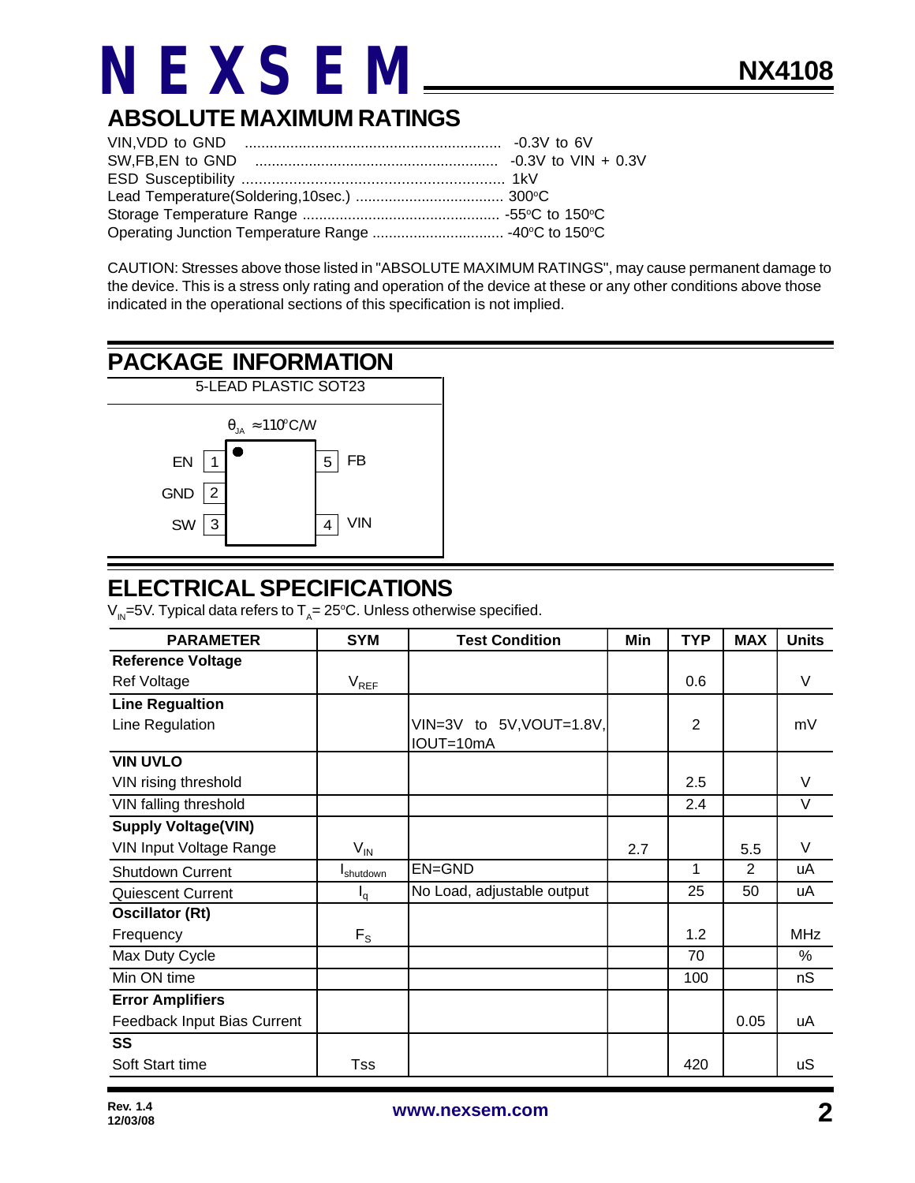## ABSOLUTE MAXIMUM RATINGS

VIN,VDD to GND ............................................................. -0.3V to 6V
SW,FB,EN to GND .......................................................... -0.3V to VIN + 0.3V
ESD Susceptibility .............................................................. 1kV
Lead Temperature(Soldering,10sec.) .................................... 300°C
Storage Temperature Range ................................................ -55°C to 150°C
Operating Junction Temperature Range ................................ -40°C to 150°C

CAUTION: Stresses above those listed in "ABSOLUTE MAXIMUM RATINGS", may cause permanent damage to the device. This is a stress only rating and operation of the device at these or any other conditions above those indicated in the operational sections of this specification is not implied.

## PACKAGE INFORMATION

5-LEAD PLASTIC SOT23

$\theta_{JA} \approx 110^{\circ}C/W$

| Pin | Name |
|---|---|
| 1 | EN |
| 2 | GND |
| 3 | SW |
| 4 | VIN |
| 5 | FB |

## ELECTRICAL SPECIFICATIONS

$V_{IN}$=5V. Typical data refers to $T_A$= 25°C. Unless otherwise specified.

| PARAMETER | SYM | Test Condition | Min | TYP | MAX | Units |
|---|---|---|---|---|---|---|
| **Reference Voltage** | | | | | | |
| Ref Voltage | $V_{REF}$ | | | 0.6 | | V |
| **Line Regualtion** | | | | | | |
| Line Regulation | | VIN=3V to 5V,VOUT=1.8V, IOUT=10mA | | 2 | | mV |
| **VIN UVLO** | | | | | | |
| VIN rising threshold | | | | 2.5 | | V |
| VIN falling threshold | | | | 2.4 | | V |
| **Supply Voltage(VIN)** | | | | | | |
| VIN Input Voltage Range | $V_{IN}$ | | 2.7 | | 5.5 | V |
| Shutdown Current | $I_{shutdown}$ | EN=GND | | 1 | 2 | uA |
| Quiescent Current | $I_q$ | No Load, adjustable output | | 25 | 50 | uA |
| **Oscillator (Rt)** | | | | | | |
| Frequency | $F_S$ | | | 1.2 | | MHz |
| Max Duty Cycle | | | | 70 | | % |
| Min ON time | | | | 100 | | nS |
| **Error Amplifiers** | | | | | | |
| Feedback Input Bias Current | | | | | 0.05 | uA |
| **SS** | | | | | | |
| Soft Start time | Tss | | | 420 | | uS |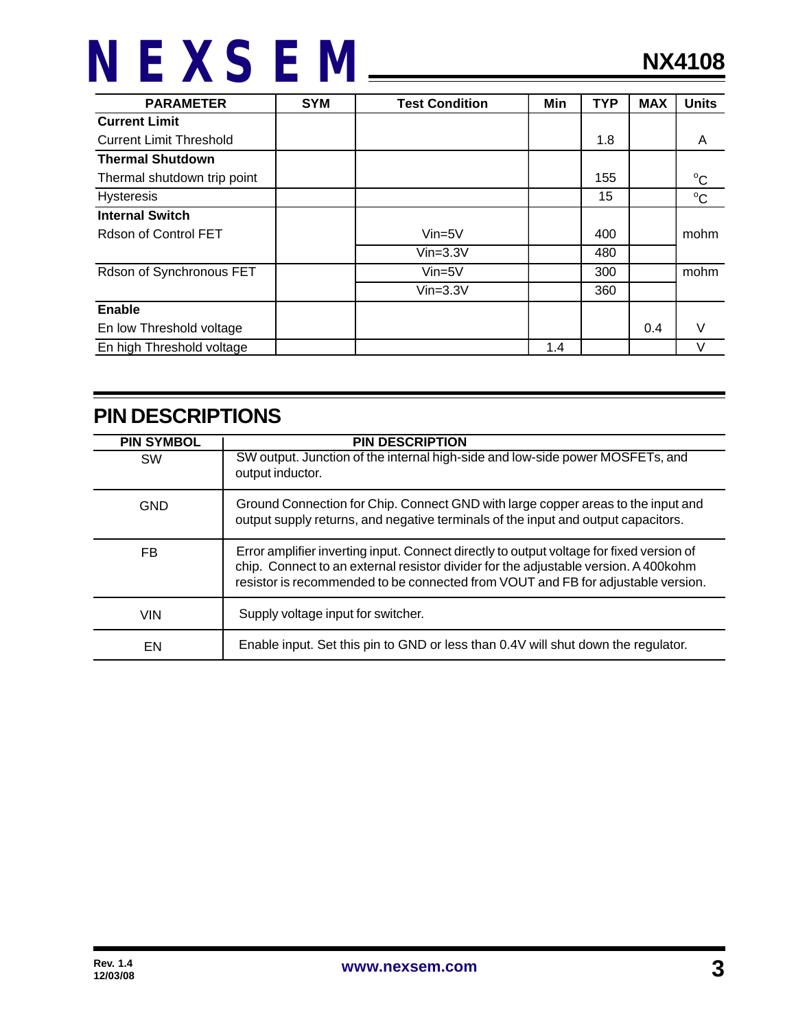| PARAMETER | SYM | Test Condition | Min | TYP | MAX | Units |
|---|---|---|---|---|---|---|
| **Current Limit** | | | | | | |
| Current Limit Threshold | | | | 1.8 | | A |
| **Thermal Shutdown** | | | | | | |
| Thermal shutdown trip point | | | | 155 | | °C |
| Hysteresis | | | | 15 | | °C |
| **Internal Switch** | | | | | | |
| Rdson of Control FET | | Vin=5V | | 400 | | mohm |
| | | Vin=3.3V | | 480 | | |
| Rdson of Synchronous FET | | Vin=5V | | 300 | | mohm |
| | | Vin=3.3V | | 360 | | |
| **Enable** | | | | | | |
| En low Threshold voltage | | | | | 0.4 | V |
| En high Threshold voltage | | | 1.4 | | | V |

## PIN DESCRIPTIONS

| PIN SYMBOL | PIN DESCRIPTION |
|---|---|
| SW | SW output. Junction of the internal high-side and low-side power MOSFETs, and output inductor. |
| GND | Ground Connection for Chip. Connect GND with large copper areas to the input and output supply returns, and negative terminals of the input and output capacitors. |
| FB | Error amplifier inverting input. Connect directly to output voltage for fixed version of chip. Connect to an external resistor divider for the adjustable version. A 400kohm resistor is recommended to be connected from VOUT and FB for adjustable version. |
| VIN | Supply voltage input for switcher. |
| EN | Enable input. Set this pin to GND or less than 0.4V will shut down the regulator. |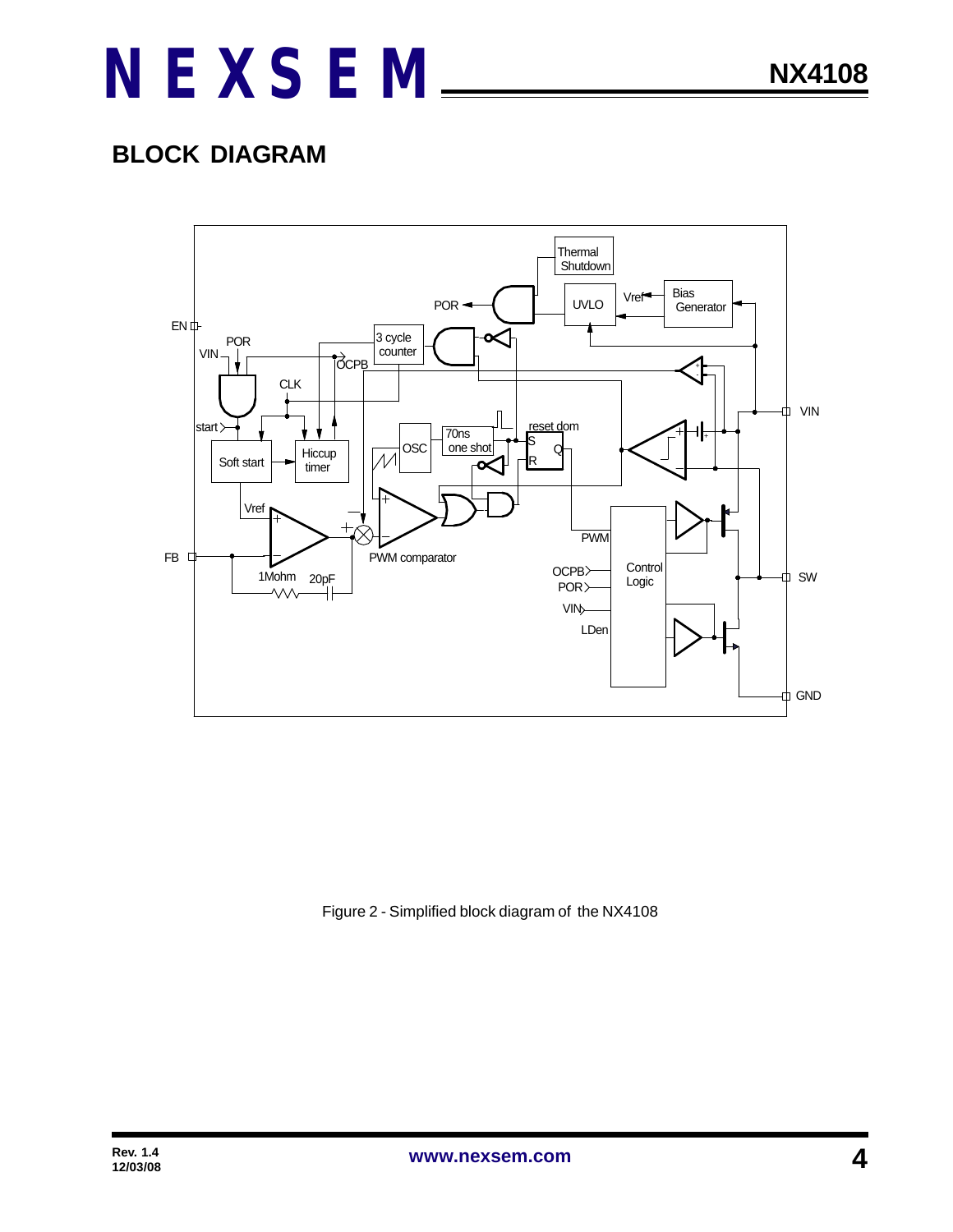## BLOCK DIAGRAM

Figure 2 - Simplified block diagram of the NX4108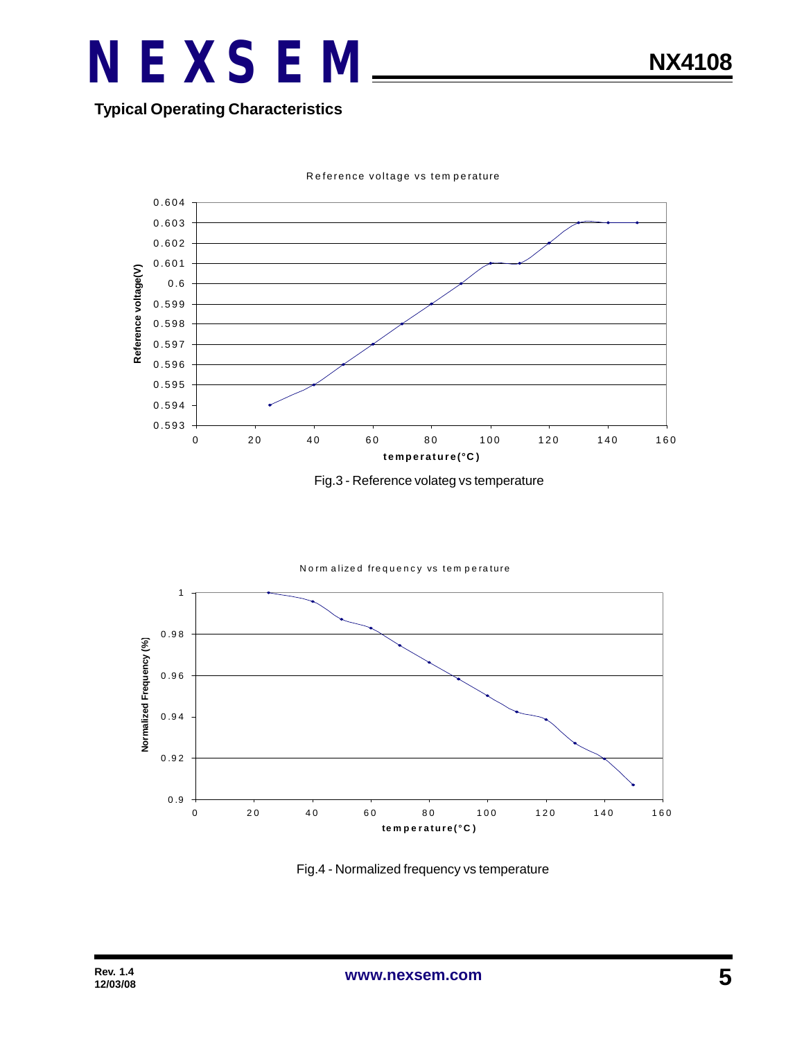## Typical Operating Characteristics

Reference voltage vs temperature

Fig.3 - Reference volateg vs temperature

Normalized frequency vs temperature

Fig.4 - Normalized frequency vs temperature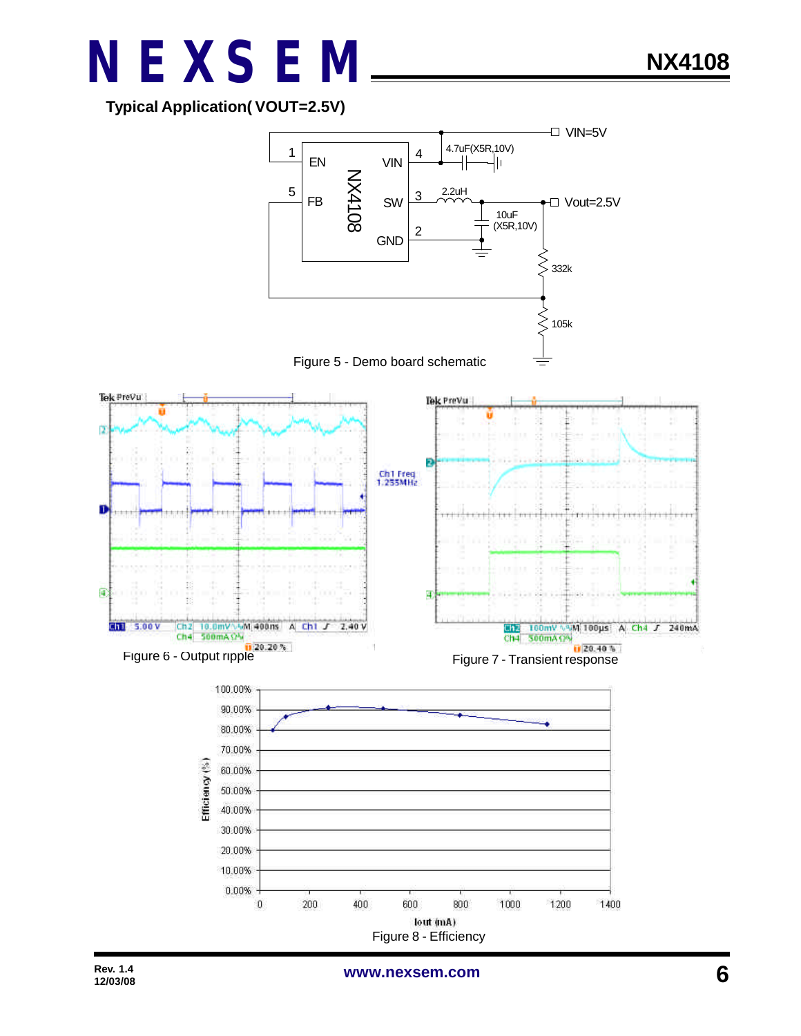**Typical Application( VOUT=2.5V)**

Figure 5 - Demo board schematic

Figure 6 - Output ripple

Figure 7 - Transient response

Figure 8 - Efficiency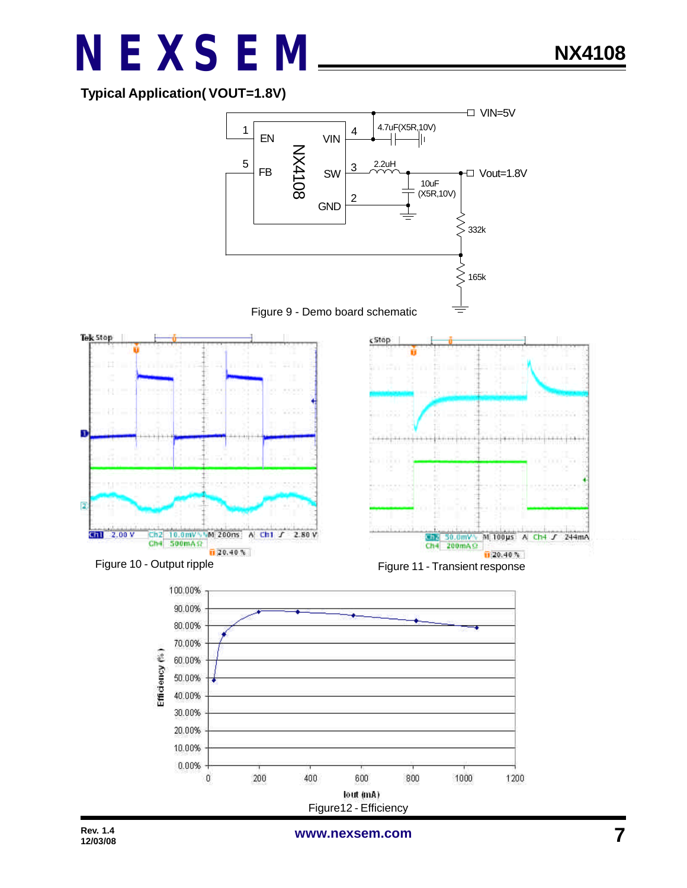## Typical Application( VOUT=1.8V)

Figure 9 - Demo board schematic

Figure 10 - Output ripple

Figure 11 - Transient response

Figure12 - Efficiency

Rev. 1.4
12/03/08

www.nexsem.com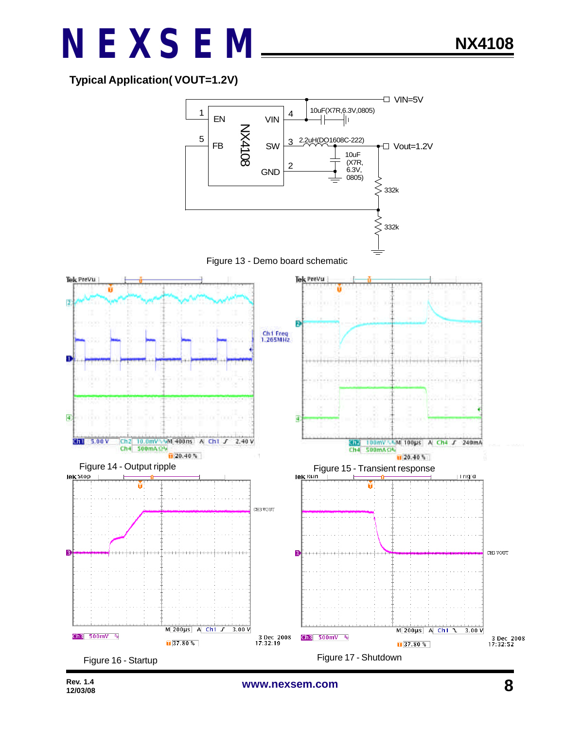## Typical Application( VOUT=1.2V)

Figure 13 - Demo board schematic

Figure 14 - Output ripple

Figure 15 - Transient response

Figure 16 - Startup

Figure 17 - Shutdown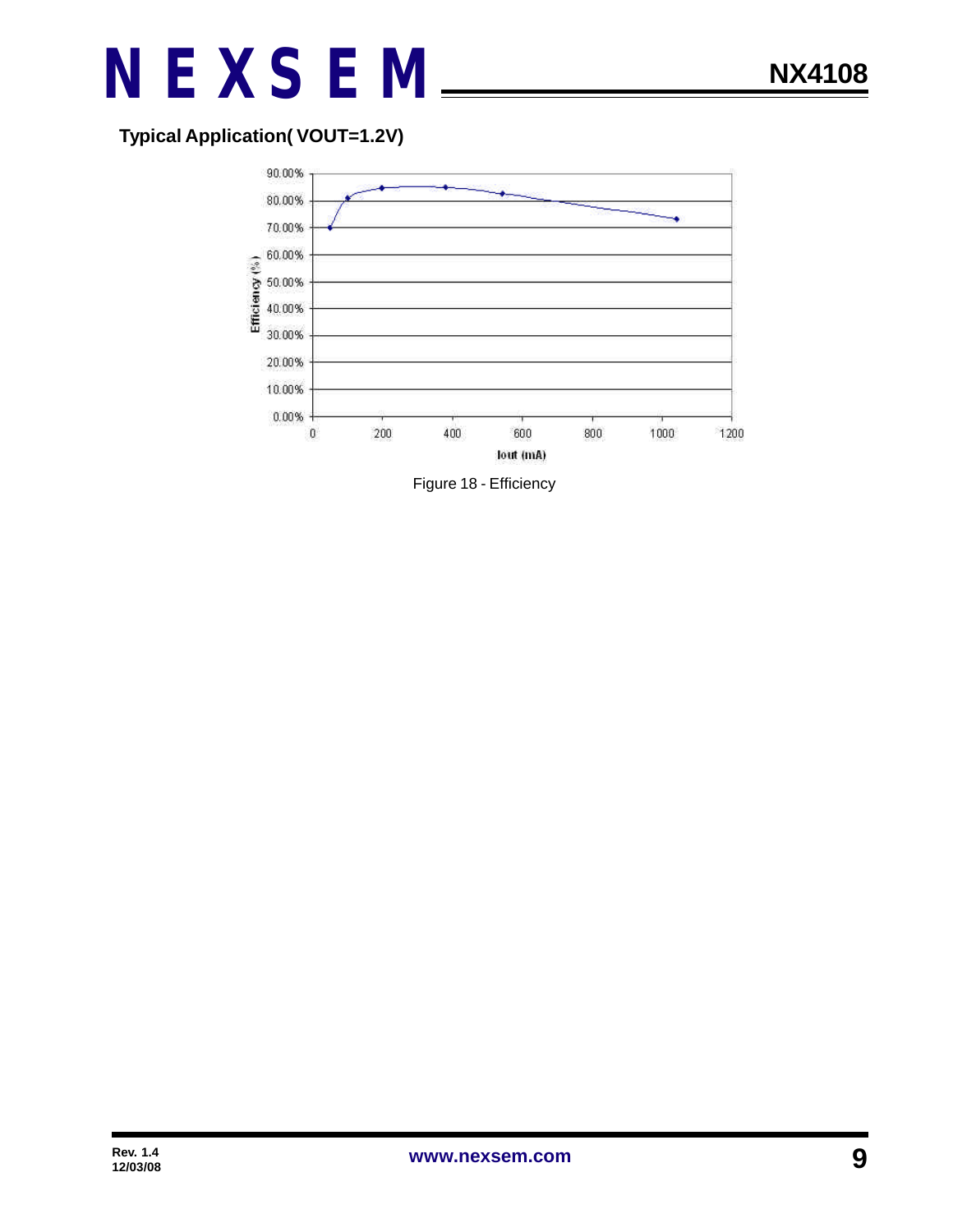**Typical Application( VOUT=1.2V)**

90.00%
80.00%
70.00%
60.00%
50.00%
40.00%
30.00%
20.00%
10.00%
0.00%

Efficiency (%)

0
200
400
600
800
1000
1200

Iout (mA)

Figure 18 - Efficiency